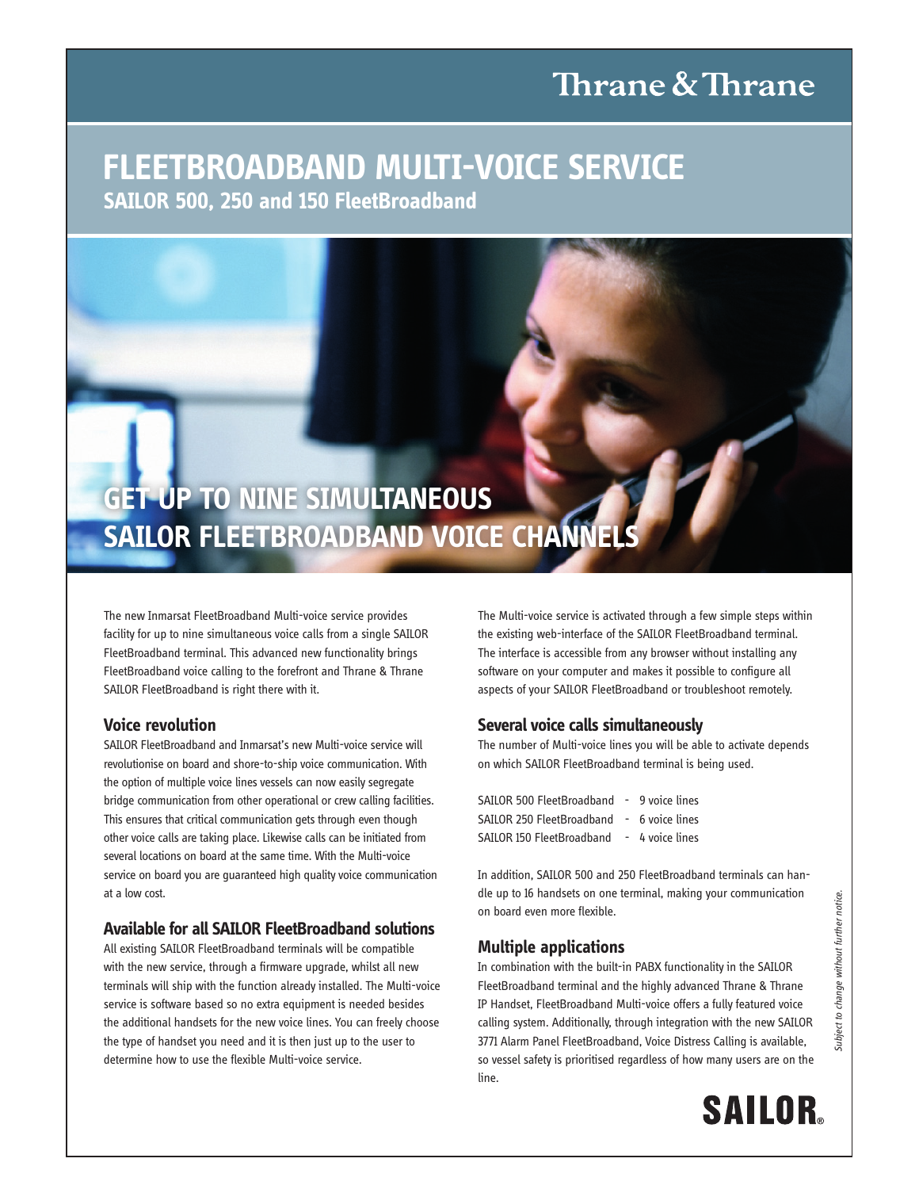Thrane & Thrane

# FLEETBROADBAND MULTI-VOICE SERVICE

## SAILOR 500, 250 and 150 FleetBroadband

## GET UP TO NINE SIMULTANEOUS SAILOR FLEETBROADBAND VOICE CHANNELS

The new Inmarsat FleetBroadband Multi-voice service provides facility for up to nine simultaneous voice calls from a single SAILOR FleetBroadband terminal. This advanced new functionality brings FleetBroadband voice calling to the forefront and Thrane & Thrane SAILOR FleetBroadband is right there with it.

### Voice revolution

SAILOR FleetBroadband and Inmarsat's new Multi-voice service will revolutionise on board and shore-to-ship voice communication. With the option of multiple voice lines vessels can now easily segregate bridge communication from other operational or crew calling facilities. This ensures that critical communication gets through even though other voice calls are taking place. Likewise calls can be initiated from several locations on board at the same time. With the Multi-voice service on board you are guaranteed high quality voice communication at a low cost.

### Available for all SAILOR FleetBroadband solutions

All existing SAILOR FleetBroadband terminals will be compatible with the new service, through a firmware upgrade, whilst all new terminals will ship with the function already installed. The Multi-voice service is software based so no extra equipment is needed besides the additional handsets for the new voice lines. You can freely choose the type of handset you need and it is then just up to the user to determine how to use the flexible Multi-voice service.

The Multi-voice service is activated through a few simple steps within the existing web-interface of the SAILOR FleetBroadband terminal. The interface is accessible from any browser without installing any software on your computer and makes it possible to configure all aspects of your SAILOR FleetBroadband or troubleshoot remotely.

### Several voice calls simultaneously

The number of Multi-voice lines you will be able to activate depends on which SAILOR FleetBroadband terminal is being used.

SAILOR 500 FleetBroadband - 9 voice lines
SAILOR 250 FleetBroadband - 6 voice lines
SAILOR 150 FleetBroadband - 4 voice lines

In addition, SAILOR 500 and 250 FleetBroadband terminals can handle up to 16 handsets on one terminal, making your communication on board even more flexible.

### Multiple applications

In combination with the built-in PABX functionality in the SAILOR FleetBroadband terminal and the highly advanced Thrane & Thrane IP Handset, FleetBroadband Multi-voice offers a fully featured voice calling system. Additionally, through integration with the new SAILOR 3771 Alarm Panel FleetBroadband, Voice Distress Calling is available, so vessel safety is prioritised regardless of how many users are on the line.

*Subject to change without further notice.*

SAILOR®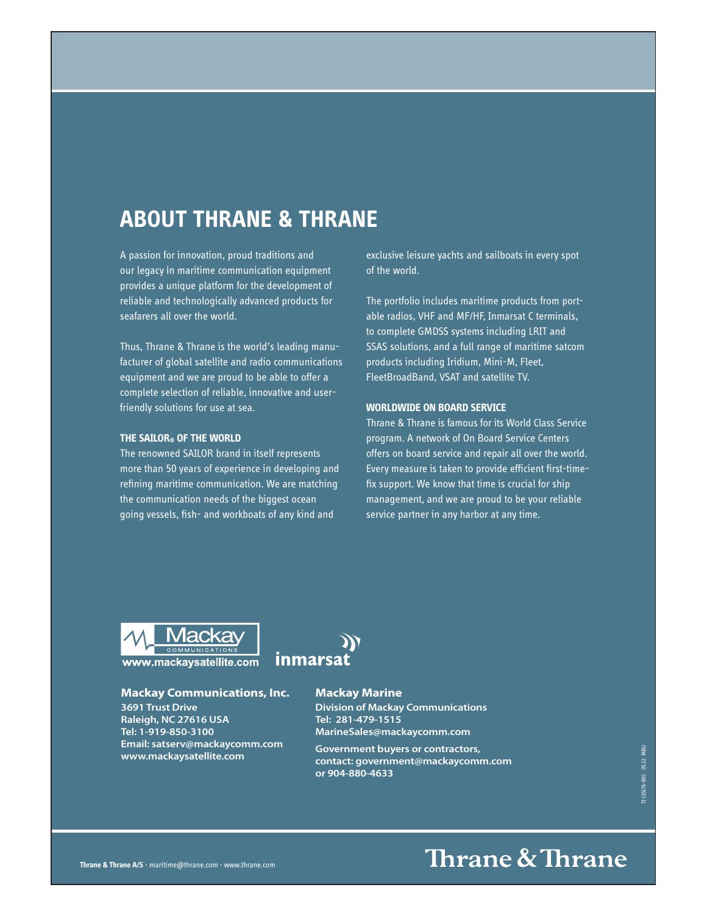# ABOUT THRANE & THRANE

A passion for innovation, proud traditions and our legacy in maritime communication equipment provides a unique platform for the development of reliable and technologically advanced products for seafarers all over the world.

Thus, Thrane & Thrane is the world's leading manufacturer of global satellite and radio communications equipment and we are proud to be able to offer a complete selection of reliable, innovative and user-friendly solutions for use at sea.

### THE SAILOR® OF THE WORLD

The renowned SAILOR brand in itself represents more than 50 years of experience in developing and refining maritime communication. We are matching the communication needs of the biggest ocean going vessels, fish- and workboats of any kind and exclusive leisure yachts and sailboats in every spot of the world.

The portfolio includes maritime products from portable radios, VHF and MF/HF, Inmarsat C terminals, to complete GMDSS systems including LRIT and SSAS solutions, and a full range of maritime satcom products including Iridium, Mini-M, Fleet, FleetBroadBand, VSAT and satellite TV.

### WORLDWIDE ON BOARD SERVICE

Thrane & Thrane is famous for its World Class Service program. A network of On Board Service Centers offers on board service and repair all over the world. Every measure is taken to provide efficient first-time-fix support. We know that time is crucial for ship management, and we are proud to be your reliable service partner in any harbor at any time.

Mackay COMMUNICATIONS
www.mackaysatellite.com

inmarsat

**Mackay Communications, Inc.**
**3691 Trust Drive**
**Raleigh, NC 27616 USA**
**Tel: 1-919-850-3100**
**Email: satserv@mackaycomm.com**
**www.mackaysatellite.com**

**Mackay Marine**
**Division of Mackay Communications**
**Tel: 281-479-1515**
**MarineSales@mackaycomm.com**

**Government buyers or contractors, contact: government@mackaycomm.com or 904-880-4633**

71-135176-B01 05.12 MBU

**Thrane & Thrane A/S** · maritime@thrane.com · www.thrane.com

Thrane & Thrane